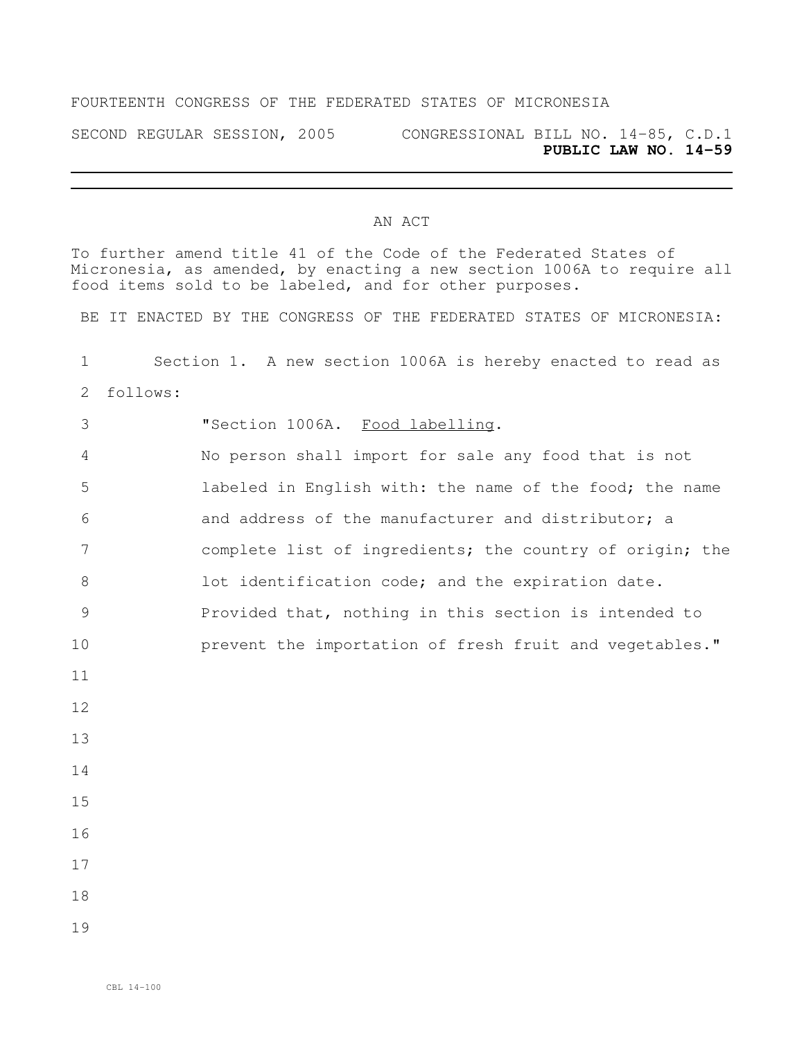FOURTEENTH CONGRESS OF THE FEDERATED STATES OF MICRONESIA

SECOND REGULAR SESSION, 2005 CONGRESSIONAL BILL NO. 14-85, C.D.1

**PUBLIC LAW NO. 14-59**

---

AN ACT

To further amend title 41 of the Code of the Federated States of Micronesia, as amended, by enacting a new section 1006A to require all food items sold to be labeled, and for other purposes.

BE IT ENACTED BY THE CONGRESS OF THE FEDERATED STATES OF MICRONESIA:

Section 1. A new section 1006A is hereby enacted to read as follows:

"Section 1006A. Food labelling.

No person shall import for sale any food that is not labeled in English with: the name of the food; the name and address of the manufacturer and distributor; a complete list of ingredients; the country of origin; the lot identification code; and the expiration date. Provided that, nothing in this section is intended to prevent the importation of fresh fruit and vegetables."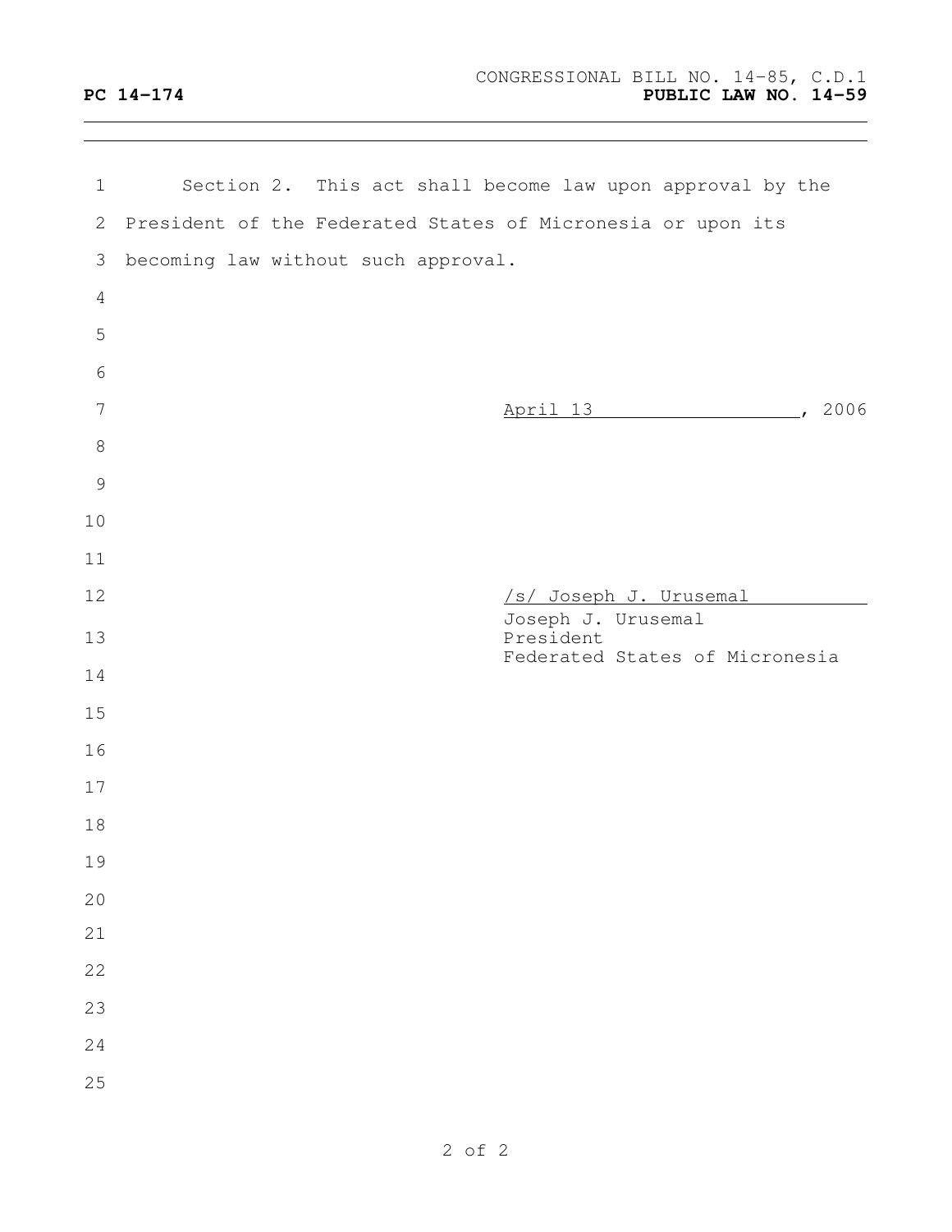CONGRESSIONAL BILL NO. 14-85, C.D.1

**PC 14-174** **PUBLIC LAW NO. 14-59**

Section 2. This act shall become law upon approval by the President of the Federated States of Micronesia or upon its becoming law without such approval.

April 13, 2006

/s/ Joseph J. Urusemal

Joseph J. Urusemal
President
Federated States of Micronesia